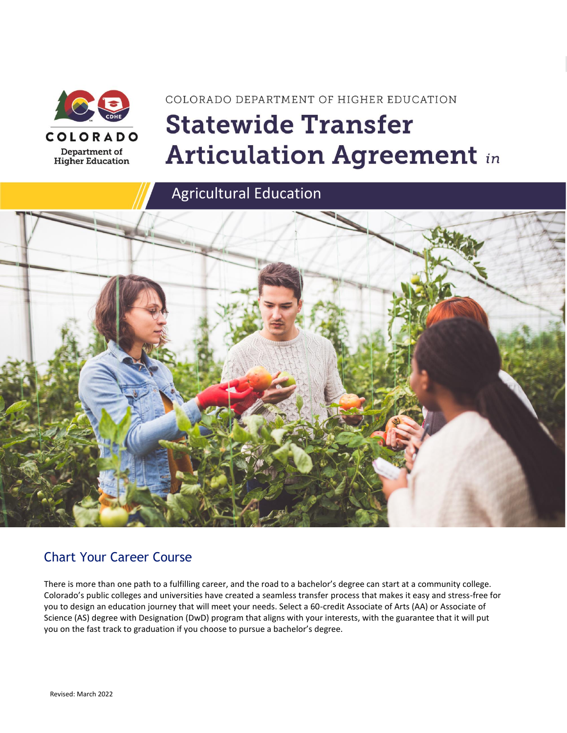COLORADO
Department of
Higher Education

COLORADO DEPARTMENT OF HIGHER EDUCATION

# Statewide Transfer Articulation Agreement *in*

## Agricultural Education

## Chart Your Career Course

There is more than one path to a fulfilling career, and the road to a bachelor's degree can start at a community college. Colorado's public colleges and universities have created a seamless transfer process that makes it easy and stress-free for you to design an education journey that will meet your needs. Select a 60-credit Associate of Arts (AA) or Associate of Science (AS) degree with Designation (DwD) program that aligns with your interests, with the guarantee that it will put you on the fast track to graduation if you choose to pursue a bachelor's degree.

Revised: March 2022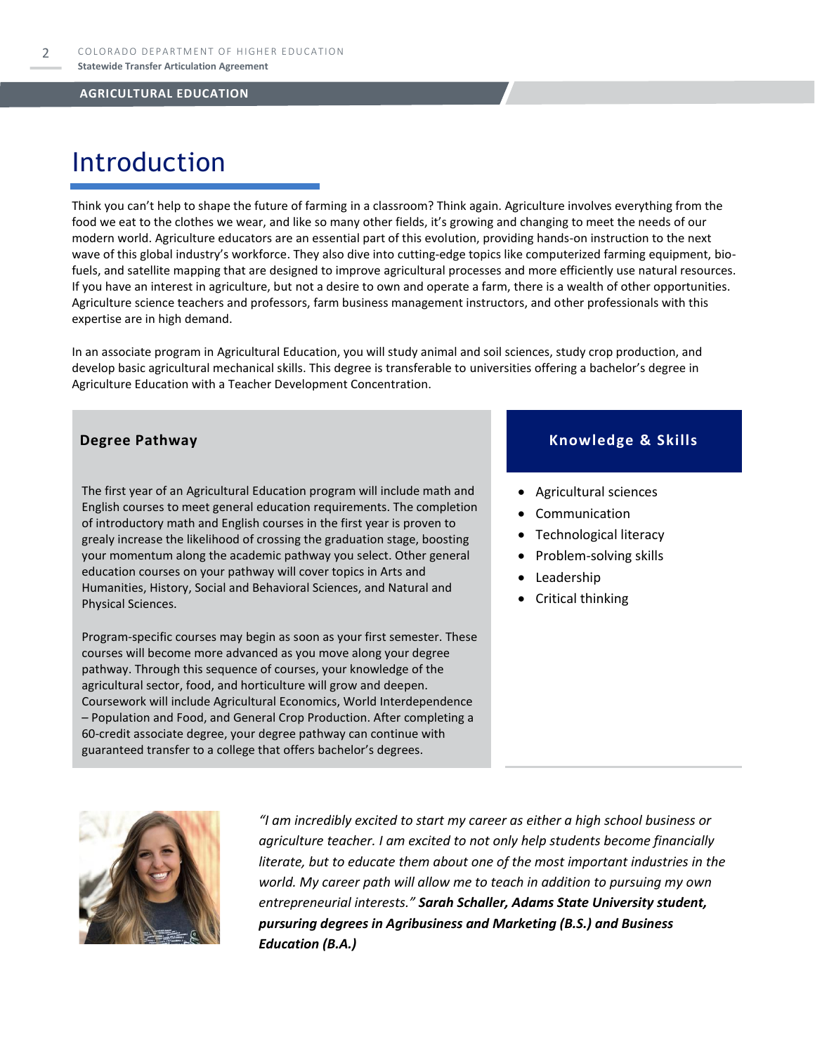# Introduction

Think you can't help to shape the future of farming in a classroom? Think again. Agriculture involves everything from the food we eat to the clothes we wear, and like so many other fields, it's growing and changing to meet the needs of our modern world. Agriculture educators are an essential part of this evolution, providing hands-on instruction to the next wave of this global industry's workforce. They also dive into cutting-edge topics like computerized farming equipment, bio-fuels, and satellite mapping that are designed to improve agricultural processes and more efficiently use natural resources. If you have an interest in agriculture, but not a desire to own and operate a farm, there is a wealth of other opportunities. Agriculture science teachers and professors, farm business management instructors, and other professionals with this expertise are in high demand.

In an associate program in Agricultural Education, you will study animal and soil sciences, study crop production, and develop basic agricultural mechanical skills. This degree is transferable to universities offering a bachelor's degree in Agriculture Education with a Teacher Development Concentration.

### Degree Pathway

The first year of an Agricultural Education program will include math and English courses to meet general education requirements. The completion of introductory math and English courses in the first year is proven to grealy increase the likelihood of crossing the graduation stage, boosting your momentum along the academic pathway you select. Other general education courses on your pathway will cover topics in Arts and Humanities, History, Social and Behavioral Sciences, and Natural and Physical Sciences.

Program-specific courses may begin as soon as your first semester. These courses will become more advanced as you move along your degree pathway. Through this sequence of courses, your knowledge of the agricultural sector, food, and horticulture will grow and deepen. Coursework will include Agricultural Economics, World Interdependence – Population and Food, and General Crop Production. After completing a 60-credit associate degree, your degree pathway can continue with guaranteed transfer to a college that offers bachelor's degrees.

### Knowledge & Skills

- Agricultural sciences
- Communication
- Technological literacy
- Problem-solving skills
- Leadership
- Critical thinking

*"I am incredibly excited to start my career as either a high school business or agriculture teacher. I am excited to not only help students become financially literate, but to educate them about one of the most important industries in the world. My career path will allow me to teach in addition to pursuing my own entrepreneurial interests."* ***Sarah Schaller, Adams State University student, pursuring degrees in Agribusiness and Marketing (B.S.) and Business Education (B.A.)***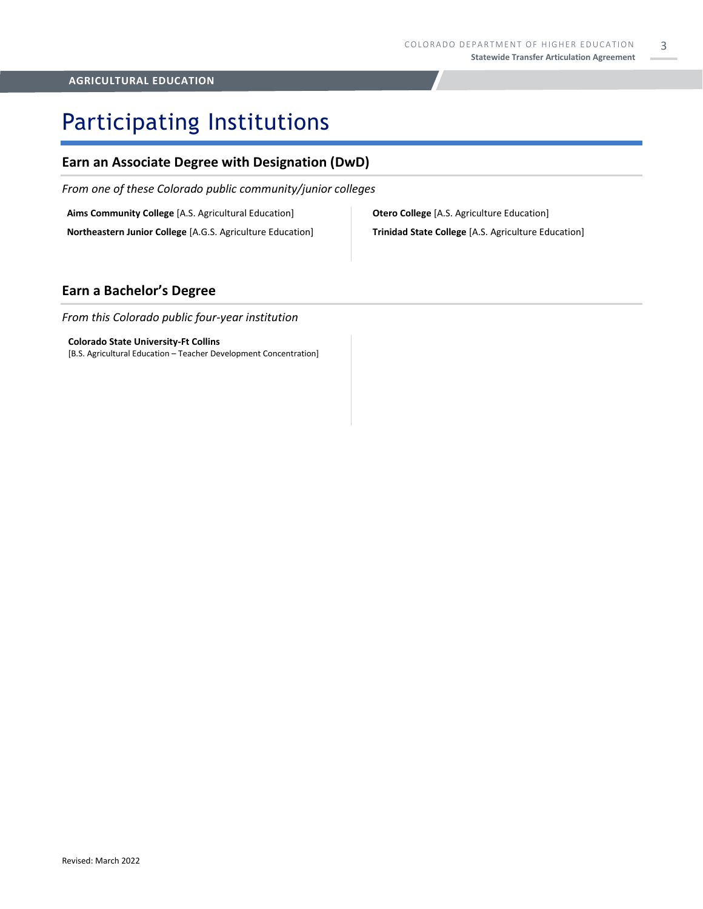# Participating Institutions

## Earn an Associate Degree with Designation (DwD)

*From one of these Colorado public community/junior colleges*

**Aims Community College** [A.S. Agricultural Education]

**Northeastern Junior College** [A.G.S. Agriculture Education]

**Otero College** [A.S. Agriculture Education]

**Trinidad State College** [A.S. Agriculture Education]

## Earn a Bachelor's Degree

*From this Colorado public four-year institution*

**Colorado State University-Ft Collins**
[B.S. Agricultural Education – Teacher Development Concentration]

Revised: March 2022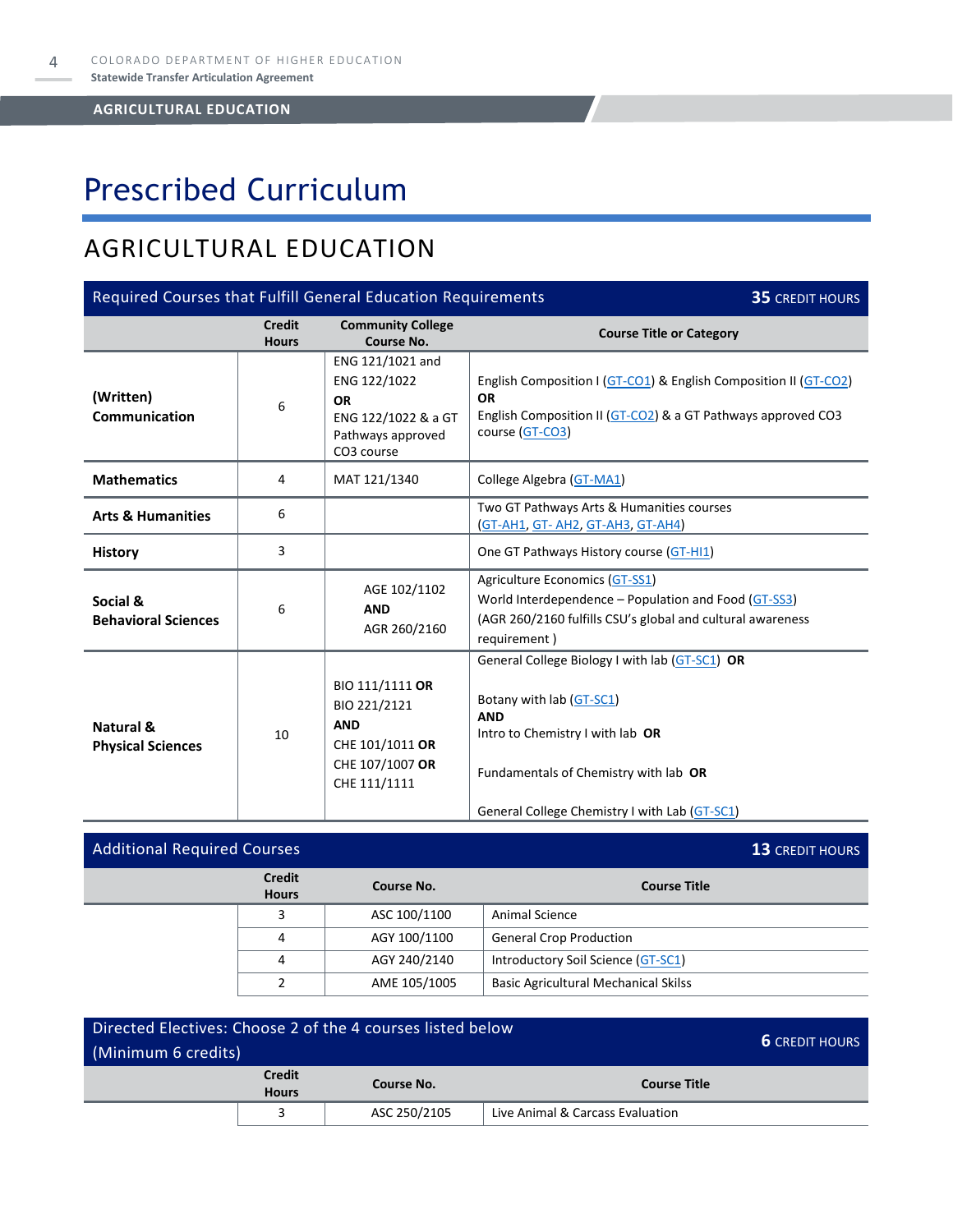# Prescribed Curriculum

## AGRICULTURAL EDUCATION

| Required Courses that Fulfill General Education Requirements | | | **35** CREDIT HOURS |
|---|---|---|---|
| | **Credit Hours** | **Community College Course No.** | **Course Title or Category** |
| **(Written) Communication** | 6 | ENG 121/1021 and ENG 122/1022 **OR** ENG 122/1022 & a GT Pathways approved CO3 course | English Composition I (GT-CO1) & English Composition II (GT-CO2) **OR** English Composition II (GT-CO2) & a GT Pathways approved CO3 course (GT-CO3) |
| **Mathematics** | 4 | MAT 121/1340 | College Algebra (GT-MA1) |
| **Arts & Humanities** | 6 | | Two GT Pathways Arts & Humanities courses (GT-AH1, GT- AH2, GT-AH3, GT-AH4) |
| **History** | 3 | | One GT Pathways History course (GT-HI1) |
| **Social & Behavioral Sciences** | 6 | AGE 102/1102 **AND** AGR 260/2160 | Agriculture Economics (GT-SS1) World Interdependence – Population and Food (GT-SS3) (AGR 260/2160 fulfills CSU's global and cultural awareness requirement ) |
| **Natural & Physical Sciences** | 10 | BIO 111/1111 **OR** BIO 221/2121 **AND** CHE 101/1011 **OR** CHE 107/1007 **OR** CHE 111/1111 | General College Biology I with lab (GT-SC1) **OR** Botany with lab (GT-SC1) **AND** Intro to Chemistry I with lab **OR** Fundamentals of Chemistry with lab **OR** General College Chemistry I with Lab (GT-SC1) |

| Additional Required Courses | | | **13** CREDIT HOURS |
|---|---|---|---|
| | **Credit Hours** | **Course No.** | **Course Title** |
| | 3 | ASC 100/1100 | Animal Science |
| | 4 | AGY 100/1100 | General Crop Production |
| | 4 | AGY 240/2140 | Introductory Soil Science (GT-SC1) |
| | 2 | AME 105/1005 | Basic Agricultural Mechanical Skilss |

| Directed Electives: Choose 2 of the 4 courses listed below (Minimum 6 credits) | | | **6** CREDIT HOURS |
|---|---|---|---|
| | **Credit Hours** | **Course No.** | **Course Title** |
| | 3 | ASC 250/2105 | Live Animal & Carcass Evaluation |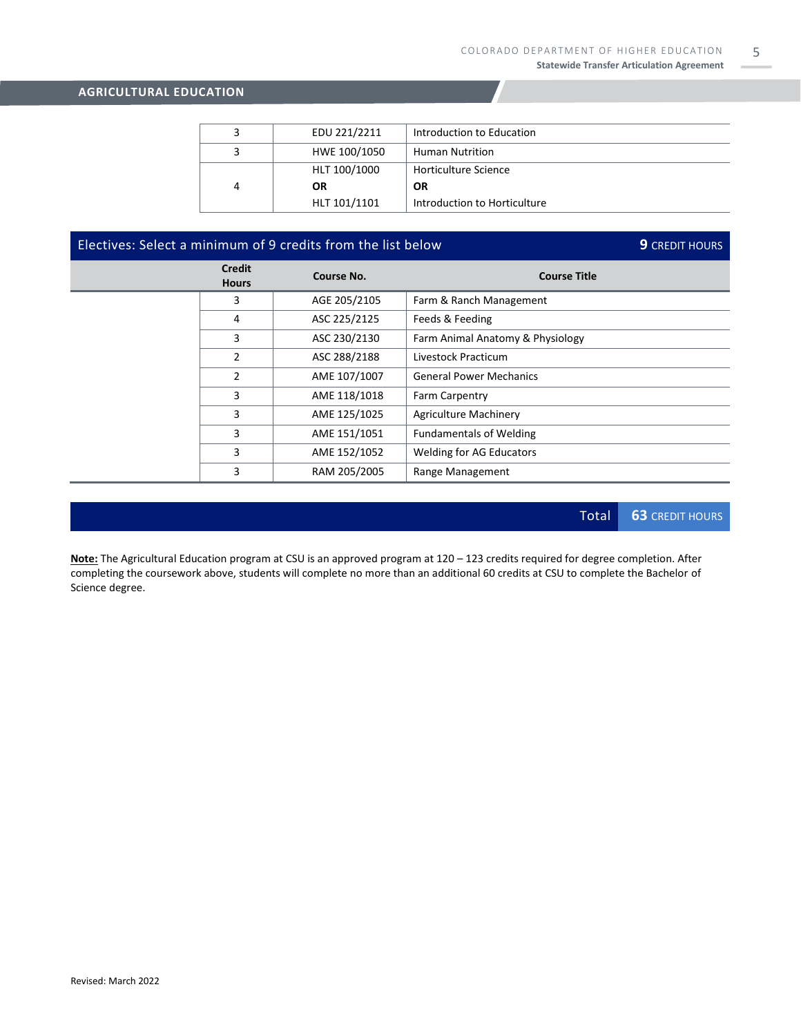## AGRICULTURAL EDUCATION

| Credit Hours | Course No. | Course Title |
|---|---|---|
| 3 | EDU 221/2211 | Introduction to Education |
| 3 | HWE 100/1050 | Human Nutrition |
| 4 | HLT 100/1000 **OR** HLT 101/1101 | Horticulture Science **OR** Introduction to Horticulture |

### Electives: Select a minimum of 9 credits from the list below — **9** CREDIT HOURS

| Credit Hours | Course No. | Course Title |
|---|---|---|
| 3 | AGE 205/2105 | Farm & Ranch Management |
| 4 | ASC 225/2125 | Feeds & Feeding |
| 3 | ASC 230/2130 | Farm Animal Anatomy & Physiology |
| 2 | ASC 288/2188 | Livestock Practicum |
| 2 | AME 107/1007 | General Power Mechanics |
| 3 | AME 118/1018 | Farm Carpentry |
| 3 | AME 125/1025 | Agriculture Machinery |
| 3 | AME 151/1051 | Fundamentals of Welding |
| 3 | AME 152/1052 | Welding for AG Educators |
| 3 | RAM 205/2005 | Range Management |

**Total 63 CREDIT HOURS**

**Note:** The Agricultural Education program at CSU is an approved program at 120 – 123 credits required for degree completion. After completing the coursework above, students will complete no more than an additional 60 credits at CSU to complete the Bachelor of Science degree.

Revised: March 2022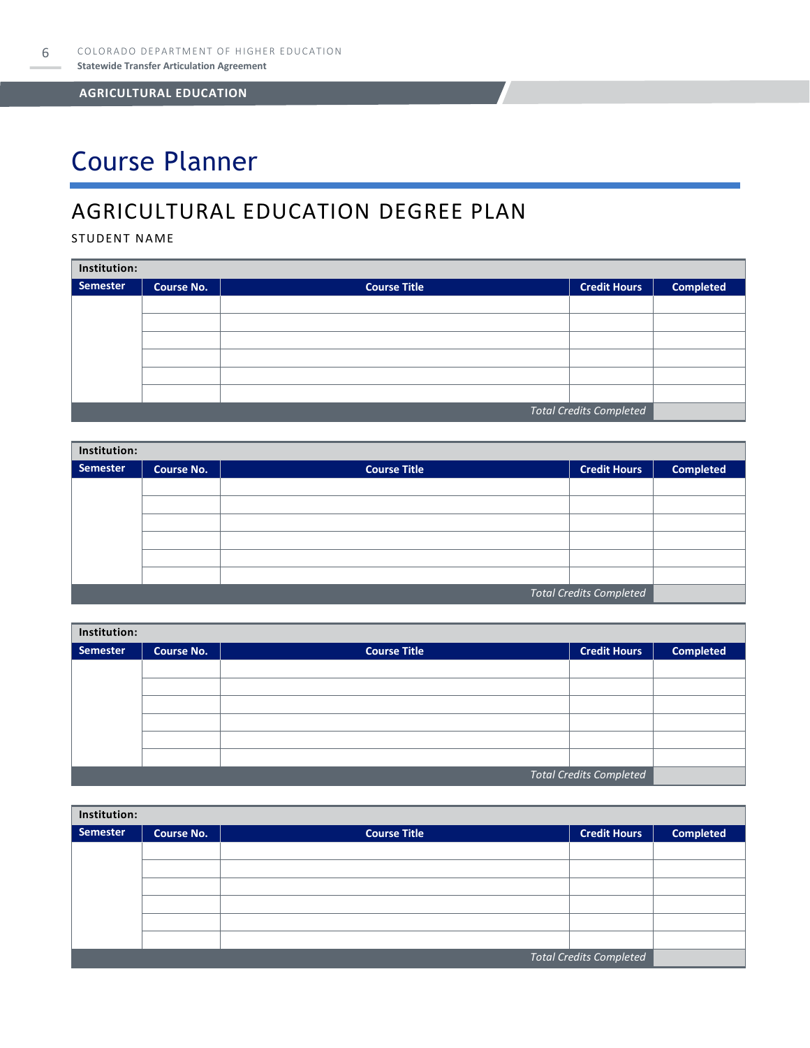# Course Planner

## AGRICULTURAL EDUCATION DEGREE PLAN

STUDENT NAME

| **Institution:** | | | | |
|---|---|---|---|---|
| **Semester** | **Course No.** | **Course Title** | **Credit Hours** | **Completed** |
| | | | | |
| | | | | |
| | | | | |
| | | | | |
| | | | | |
| | | | | |
| | | | *Total Credits Completed* | |

| **Institution:** | | | | |
|---|---|---|---|---|
| **Semester** | **Course No.** | **Course Title** | **Credit Hours** | **Completed** |
| | | | | |
| | | | | |
| | | | | |
| | | | | |
| | | | | |
| | | | | |
| | | | *Total Credits Completed* | |

| **Institution:** | | | | |
|---|---|---|---|---|
| **Semester** | **Course No.** | **Course Title** | **Credit Hours** | **Completed** |
| | | | | |
| | | | | |
| | | | | |
| | | | | |
| | | | | |
| | | | | |
| | | | *Total Credits Completed* | |

| **Institution:** | | | | |
|---|---|---|---|---|
| **Semester** | **Course No.** | **Course Title** | **Credit Hours** | **Completed** |
| | | | | |
| | | | | |
| | | | | |
| | | | | |
| | | | | |
| | | | | |
| | | | *Total Credits Completed* | |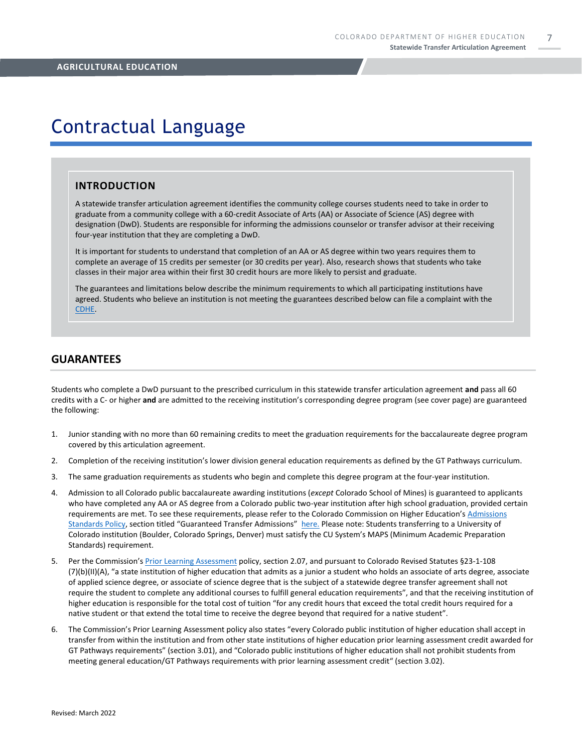## AGRICULTURAL EDUCATION

# Contractual Language

### INTRODUCTION

A statewide transfer articulation agreement identifies the community college courses students need to take in order to graduate from a community college with a 60-credit Associate of Arts (AA) or Associate of Science (AS) degree with designation (DwD). Students are responsible for informing the admissions counselor or transfer advisor at their receiving four-year institution that they are completing a DwD.

It is important for students to understand that completion of an AA or AS degree within two years requires them to complete an average of 15 credits per semester (or 30 credits per year). Also, research shows that students who take classes in their major area within their first 30 credit hours are more likely to persist and graduate.

The guarantees and limitations below describe the minimum requirements to which all participating institutions have agreed. Students who believe an institution is not meeting the guarantees described below can file a complaint with the CDHE.

## GUARANTEES

Students who complete a DwD pursuant to the prescribed curriculum in this statewide transfer articulation agreement **and** pass all 60 credits with a C- or higher **and** are admitted to the receiving institution's corresponding degree program (see cover page) are guaranteed the following:

1. Junior standing with no more than 60 remaining credits to meet the graduation requirements for the baccalaureate degree program covered by this articulation agreement.
2. Completion of the receiving institution's lower division general education requirements as defined by the GT Pathways curriculum.
3. The same graduation requirements as students who begin and complete this degree program at the four-year institution.
4. Admission to all Colorado public baccalaureate awarding institutions (*except* Colorado School of Mines) is guaranteed to applicants who have completed any AA or AS degree from a Colorado public two-year institution after high school graduation, provided certain requirements are met. To see these requirements, please refer to the Colorado Commission on Higher Education's Admissions Standards Policy, section titled "Guaranteed Transfer Admissions" here. Please note: Students transferring to a University of Colorado institution (Boulder, Colorado Springs, Denver) must satisfy the CU System's MAPS (Minimum Academic Preparation Standards) requirement.
5. Per the Commission's Prior Learning Assessment policy, section 2.07, and pursuant to Colorado Revised Statutes §23-1-108 (7)(b)(II)(A), "a state institution of higher education that admits as a junior a student who holds an associate of arts degree, associate of applied science degree, or associate of science degree that is the subject of a statewide degree transfer agreement shall not require the student to complete any additional courses to fulfill general education requirements", and that the receiving institution of higher education is responsible for the total cost of tuition "for any credit hours that exceed the total credit hours required for a native student or that extend the total time to receive the degree beyond that required for a native student".
6. The Commission's Prior Learning Assessment policy also states "every Colorado public institution of higher education shall accept in transfer from within the institution and from other state institutions of higher education prior learning assessment credit awarded for GT Pathways requirements" (section 3.01), and "Colorado public institutions of higher education shall not prohibit students from meeting general education/GT Pathways requirements with prior learning assessment credit" (section 3.02).

Revised: March 2022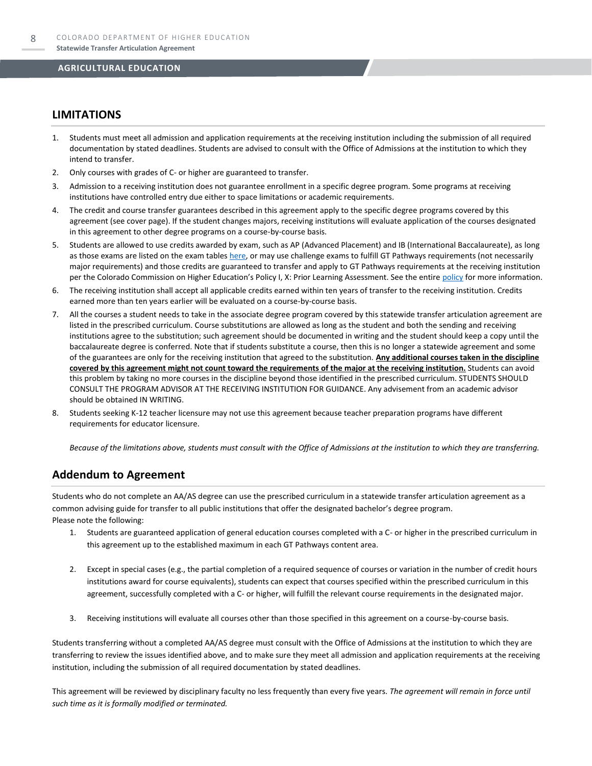## LIMITATIONS

1. Students must meet all admission and application requirements at the receiving institution including the submission of all required documentation by stated deadlines. Students are advised to consult with the Office of Admissions at the institution to which they intend to transfer.
2. Only courses with grades of C- or higher are guaranteed to transfer.
3. Admission to a receiving institution does not guarantee enrollment in a specific degree program. Some programs at receiving institutions have controlled entry due either to space limitations or academic requirements.
4. The credit and course transfer guarantees described in this agreement apply to the specific degree programs covered by this agreement (see cover page). If the student changes majors, receiving institutions will evaluate application of the courses designated in this agreement to other degree programs on a course-by-course basis.
5. Students are allowed to use credits awarded by exam, such as AP (Advanced Placement) and IB (International Baccalaureate), as long as those exams are listed on the exam tables here, or may use challenge exams to fulfill GT Pathways requirements (not necessarily major requirements) and those credits are guaranteed to transfer and apply to GT Pathways requirements at the receiving institution per the Colorado Commission on Higher Education's Policy I, X: Prior Learning Assessment. See the entire policy for more information.
6. The receiving institution shall accept all applicable credits earned within ten years of transfer to the receiving institution. Credits earned more than ten years earlier will be evaluated on a course-by-course basis.
7. All the courses a student needs to take in the associate degree program covered by this statewide transfer articulation agreement are listed in the prescribed curriculum. Course substitutions are allowed as long as the student and both the sending and receiving institutions agree to the substitution; such agreement should be documented in writing and the student should keep a copy until the baccalaureate degree is conferred. Note that if students substitute a course, then this is no longer a statewide agreement and some of the guarantees are only for the receiving institution that agreed to the substitution. **Any additional courses taken in the discipline covered by this agreement might not count toward the requirements of the major at the receiving institution.** Students can avoid this problem by taking no more courses in the discipline beyond those identified in the prescribed curriculum. STUDENTS SHOULD CONSULT THE PROGRAM ADVISOR AT THE RECEIVING INSTITUTION FOR GUIDANCE. Any advisement from an academic advisor should be obtained IN WRITING.
8. Students seeking K-12 teacher licensure may not use this agreement because teacher preparation programs have different requirements for educator licensure.

*Because of the limitations above, students must consult with the Office of Admissions at the institution to which they are transferring.*

## Addendum to Agreement

Students who do not complete an AA/AS degree can use the prescribed curriculum in a statewide transfer articulation agreement as a common advising guide for transfer to all public institutions that offer the designated bachelor's degree program.
Please note the following:

1. Students are guaranteed application of general education courses completed with a C- or higher in the prescribed curriculum in this agreement up to the established maximum in each GT Pathways content area.
2. Except in special cases (e.g., the partial completion of a required sequence of courses or variation in the number of credit hours institutions award for course equivalents), students can expect that courses specified within the prescribed curriculum in this agreement, successfully completed with a C- or higher, will fulfill the relevant course requirements in the designated major.
3. Receiving institutions will evaluate all courses other than those specified in this agreement on a course-by-course basis.

Students transferring without a completed AA/AS degree must consult with the Office of Admissions at the institution to which they are transferring to review the issues identified above, and to make sure they meet all admission and application requirements at the receiving institution, including the submission of all required documentation by stated deadlines.

This agreement will be reviewed by disciplinary faculty no less frequently than every five years. *The agreement will remain in force until such time as it is formally modified or terminated.*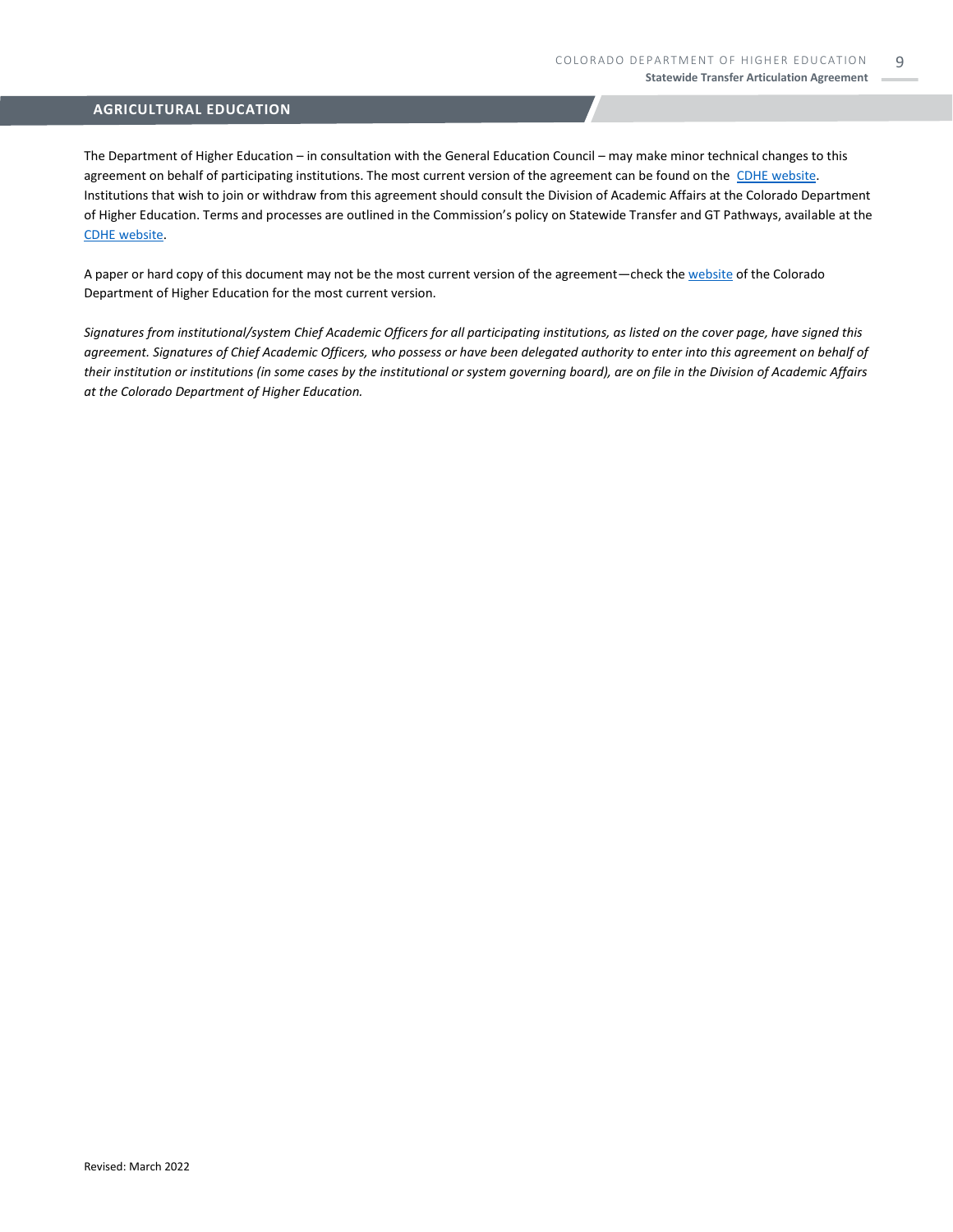## AGRICULTURAL EDUCATION

The Department of Higher Education – in consultation with the General Education Council – may make minor technical changes to this agreement on behalf of participating institutions. The most current version of the agreement can be found on the CDHE website. Institutions that wish to join or withdraw from this agreement should consult the Division of Academic Affairs at the Colorado Department of Higher Education. Terms and processes are outlined in the Commission's policy on Statewide Transfer and GT Pathways, available at the CDHE website.

A paper or hard copy of this document may not be the most current version of the agreement—check the website of the Colorado Department of Higher Education for the most current version.

*Signatures from institutional/system Chief Academic Officers for all participating institutions, as listed on the cover page, have signed this agreement. Signatures of Chief Academic Officers, who possess or have been delegated authority to enter into this agreement on behalf of their institution or institutions (in some cases by the institutional or system governing board), are on file in the Division of Academic Affairs at the Colorado Department of Higher Education.*

Revised: March 2022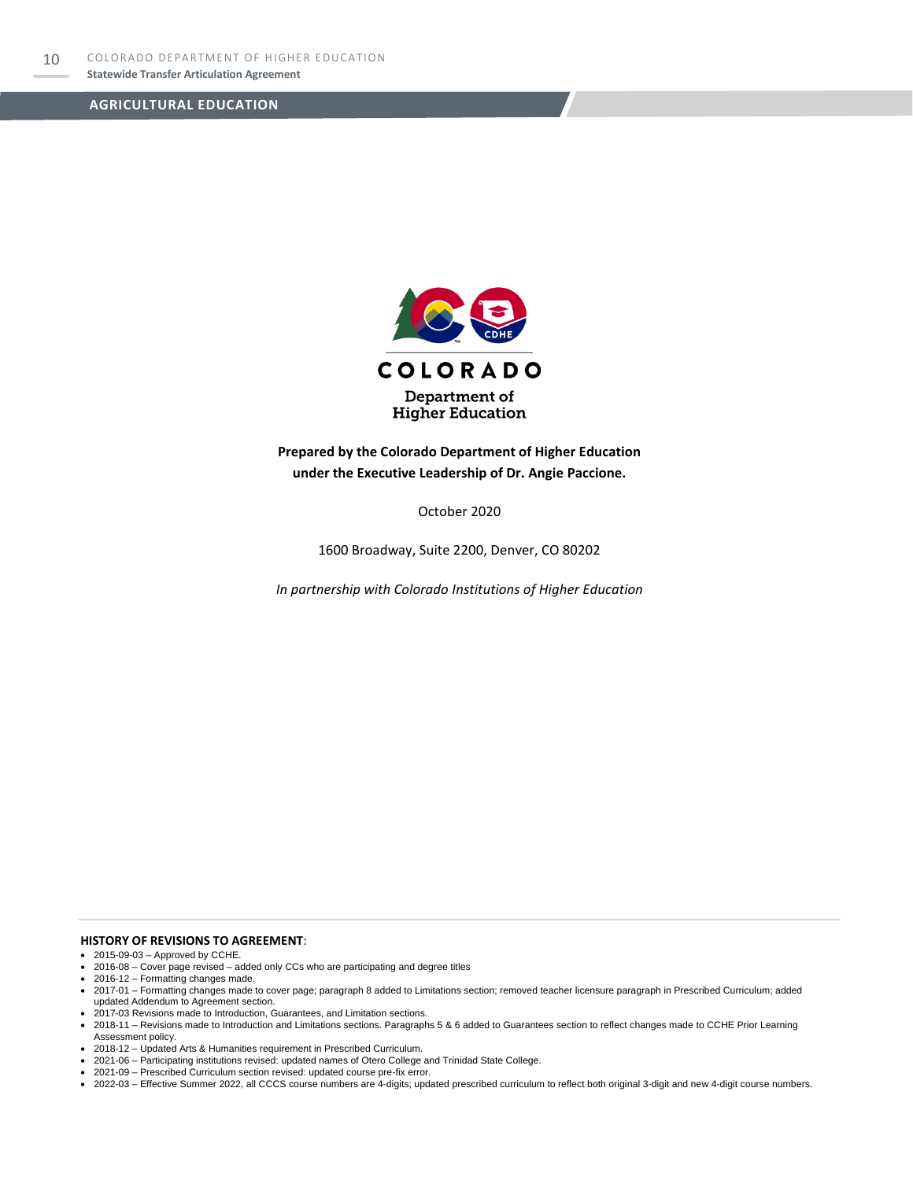## AGRICULTURAL EDUCATION

COLORADO

Department of Higher Education

**Prepared by the Colorado Department of Higher Education under the Executive Leadership of Dr. Angie Paccione.**

October 2020

1600 Broadway, Suite 2200, Denver, CO 80202

*In partnership with Colorado Institutions of Higher Education*

**HISTORY OF REVISIONS TO AGREEMENT**:

- 2015-09-03 – Approved by CCHE.
- 2016-08 – Cover page revised – added only CCs who are participating and degree titles
- 2016-12 – Formatting changes made.
- 2017-01 – Formatting changes made to cover page; paragraph 8 added to Limitations section; removed teacher licensure paragraph in Prescribed Curriculum; added updated Addendum to Agreement section.
- 2017-03 Revisions made to Introduction, Guarantees, and Limitation sections.
- 2018-11 – Revisions made to Introduction and Limitations sections. Paragraphs 5 & 6 added to Guarantees section to reflect changes made to CCHE Prior Learning Assessment policy.
- 2018-12 – Updated Arts & Humanities requirement in Prescribed Curriculum.
- 2021-06 – Participating institutions revised: updated names of Otero College and Trinidad State College.
- 2021-09 – Prescribed Curriculum section revised: updated course pre-fix error.
- 2022-03 – Effective Summer 2022, all CCCS course numbers are 4-digits; updated prescribed curriculum to reflect both original 3-digit and new 4-digit course numbers.